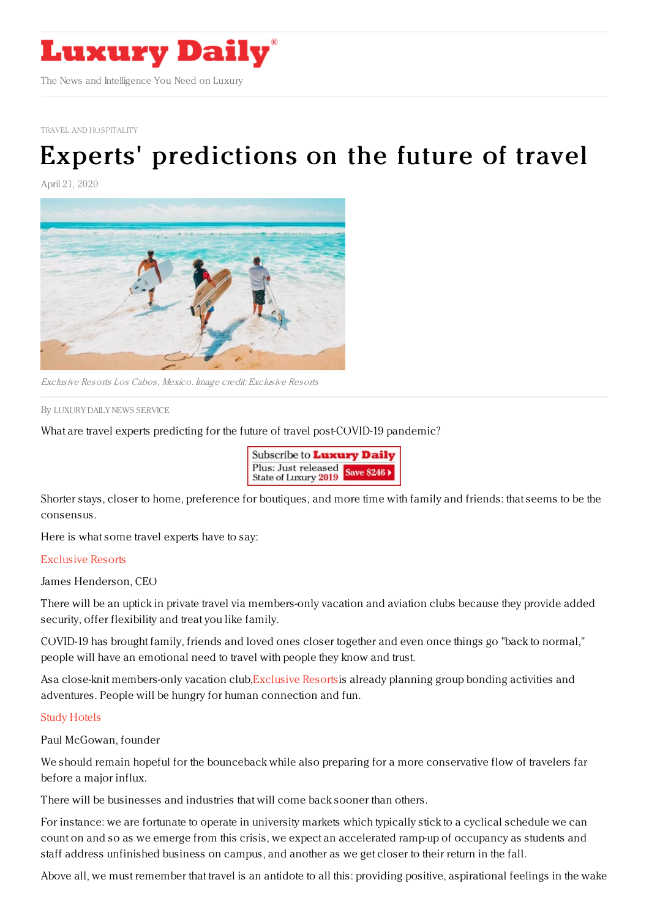# Luxury Daily

The News and Intelligence You Need on Luxury

TRAVEL AND HOSPITALITY

# Experts' predictions on the future of travel

April 21, 2020

*Exclusive Resorts Los Cabos, Mexico. Image credit: Exclusive Resorts*

By LUXURY DAILY NEWS SERVICE

What are travel experts predicting for the future of travel post-COVID-19 pandemic?

Shorter stays, closer to home, preference for boutiques, and more time with family and friends: that seems to be the consensus.

Here is what some travel experts have to say:

**Exclusive Resorts**

James Henderson, CEO

There will be an uptick in private travel via members-only vacation and aviation clubs because they provide added security, offer flexibility and treat you like family.

COVID-19 has brought family, friends and loved ones closer together and even once things go "back to normal," people will have an emotional need to travel with people they know and trust.

As a close-knit members-only vacation club, Exclusive Resorts is already planning group bonding activities and adventures. People will be hungry for human connection and fun.

**Study Hotels**

Paul McGowan, founder

We should remain hopeful for the bounceback while also preparing for a more conservative flow of travelers far before a major influx.

There will be businesses and industries that will come back sooner than others.

For instance: we are fortunate to operate in university markets which typically stick to a cyclical schedule we can count on and so as we emerge from this crisis, we expect an accelerated ramp-up of occupancy as students and staff address unfinished business on campus, and another as we get closer to their return in the fall.

Above all, we must remember that travel is an antidote to all this: providing positive, aspirational feelings in the wake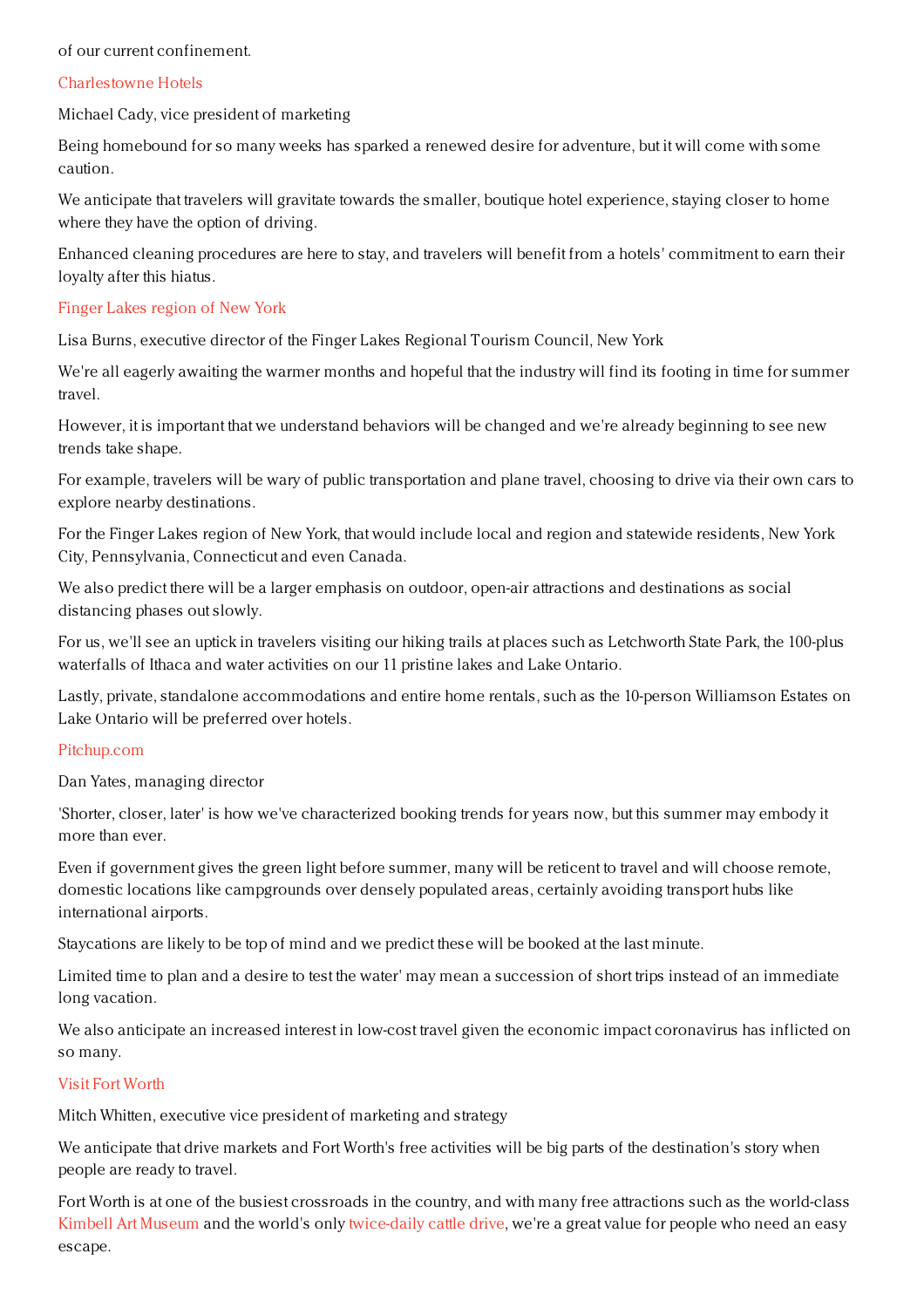of our current confinement.

## Charlestowne Hotels

Michael Cady, vice president of marketing

Being homebound for so many weeks has sparked a renewed desire for adventure, but it will come with some caution.

We anticipate that travelers will gravitate towards the smaller, boutique hotel experience, staying closer to home where they have the option of driving.

Enhanced cleaning procedures are here to stay, and travelers will benefit from a hotels' commitment to earn their loyalty after this hiatus.

## Finger Lakes region of New York

Lisa Burns, executive director of the Finger Lakes Regional Tourism Council, New York

We're all eagerly awaiting the warmer months and hopeful that the industry will find its footing in time for summer travel.

However, it is important that we understand behaviors will be changed and we're already beginning to see new trends take shape.

For example, travelers will be wary of public transportation and plane travel, choosing to drive via their own cars to explore nearby destinations.

For the Finger Lakes region of New York, that would include local and region and statewide residents, New York City, Pennsylvania, Connecticut and even Canada.

We also predict there will be a larger emphasis on outdoor, open-air attractions and destinations as social distancing phases out slowly.

For us, we'll see an uptick in travelers visiting our hiking trails at places such as Letchworth State Park, the 100-plus waterfalls of Ithaca and water activities on our 11 pristine lakes and Lake Ontario.

Lastly, private, standalone accommodations and entire home rentals, such as the 10-person Williamson Estates on Lake Ontario will be preferred over hotels.

## Pitchup.com

Dan Yates, managing director

'Shorter, closer, later' is how we've characterized booking trends for years now, but this summer may embody it more than ever.

Even if government gives the green light before summer, many will be reticent to travel and will choose remote, domestic locations like campgrounds over densely populated areas, certainly avoiding transport hubs like international airports.

Staycations are likely to be top of mind and we predict these will be booked at the last minute.

Limited time to plan and a desire to test the water' may mean a succession of short trips instead of an immediate long vacation.

We also anticipate an increased interest in low-cost travel given the economic impact coronavirus has inflicted on so many.

## Visit Fort Worth

Mitch Whitten, executive vice president of marketing and strategy

We anticipate that drive markets and Fort Worth's free activities will be big parts of the destination's story when people are ready to travel.

Fort Worth is at one of the busiest crossroads in the country, and with many free attractions such as the world-class Kimbell Art Museum and the world's only twice-daily cattle drive, we're a great value for people who need an easy escape.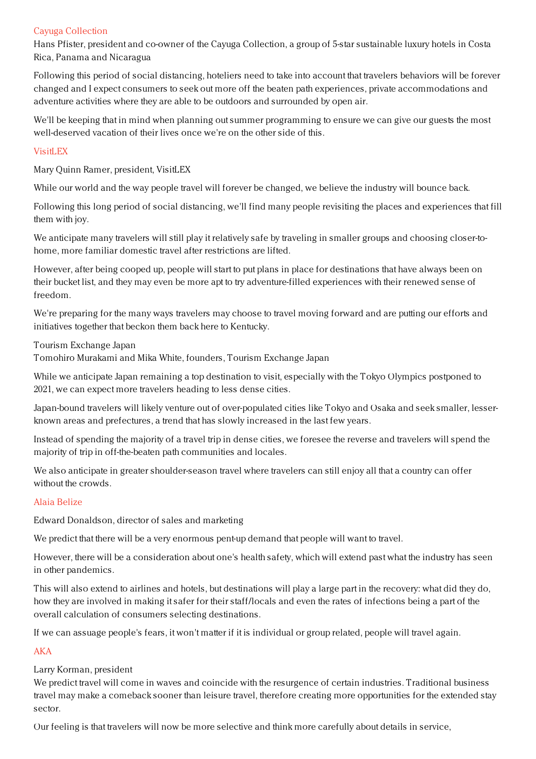## Cayuga Collection

Hans Pfister, president and co-owner of the Cayuga Collection, a group of 5-star sustainable luxury hotels in Costa Rica, Panama and Nicaragua

Following this period of social distancing, hoteliers need to take into account that travelers behaviors will be forever changed and I expect consumers to seek out more off the beaten path experiences, private accommodations and adventure activities where they are able to be outdoors and surrounded by open air.

We'll be keeping that in mind when planning out summer programming to ensure we can give our guests the most well-deserved vacation of their lives once we're on the other side of this.

## VisitLEX

Mary Quinn Ramer, president, VisitLEX

While our world and the way people travel will forever be changed, we believe the industry will bounce back.

Following this long period of social distancing, we'll find many people revisiting the places and experiences that fill them with joy.

We anticipate many travelers will still play it relatively safe by traveling in smaller groups and choosing closer-to-home, more familiar domestic travel after restrictions are lifted.

However, after being cooped up, people will start to put plans in place for destinations that have always been on their bucket list, and they may even be more apt to try adventure-filled experiences with their renewed sense of freedom.

We're preparing for the many ways travelers may choose to travel moving forward and are putting our efforts and initiatives together that beckon them back here to Kentucky.

## Tourism Exchange Japan

Tomohiro Murakami and Mika White, founders, Tourism Exchange Japan

While we anticipate Japan remaining a top destination to visit, especially with the Tokyo Olympics postponed to 2021, we can expect more travelers heading to less dense cities.

Japan-bound travelers will likely venture out of over-populated cities like Tokyo and Osaka and seek smaller, lesser-known areas and prefectures, a trend that has slowly increased in the last few years.

Instead of spending the majority of a travel trip in dense cities, we foresee the reverse and travelers will spend the majority of trip in off-the-beaten path communities and locales.

We also anticipate in greater shoulder-season travel where travelers can still enjoy all that a country can offer without the crowds.

## Alaia Belize

Edward Donaldson, director of sales and marketing

We predict that there will be a very enormous pent-up demand that people will want to travel.

However, there will be a consideration about one's health safety, which will extend past what the industry has seen in other pandemics.

This will also extend to airlines and hotels, but destinations will play a large part in the recovery: what did they do, how they are involved in making it safer for their staff/locals and even the rates of infections being a part of the overall calculation of consumers selecting destinations.

If we can assuage people's fears, it won't matter if it is individual or group related, people will travel again.

## AKA

Larry Korman, president

We predict travel will come in waves and coincide with the resurgence of certain industries. Traditional business travel may make a comeback sooner than leisure travel, therefore creating more opportunities for the extended stay sector.

Our feeling is that travelers will now be more selective and think more carefully about details in service,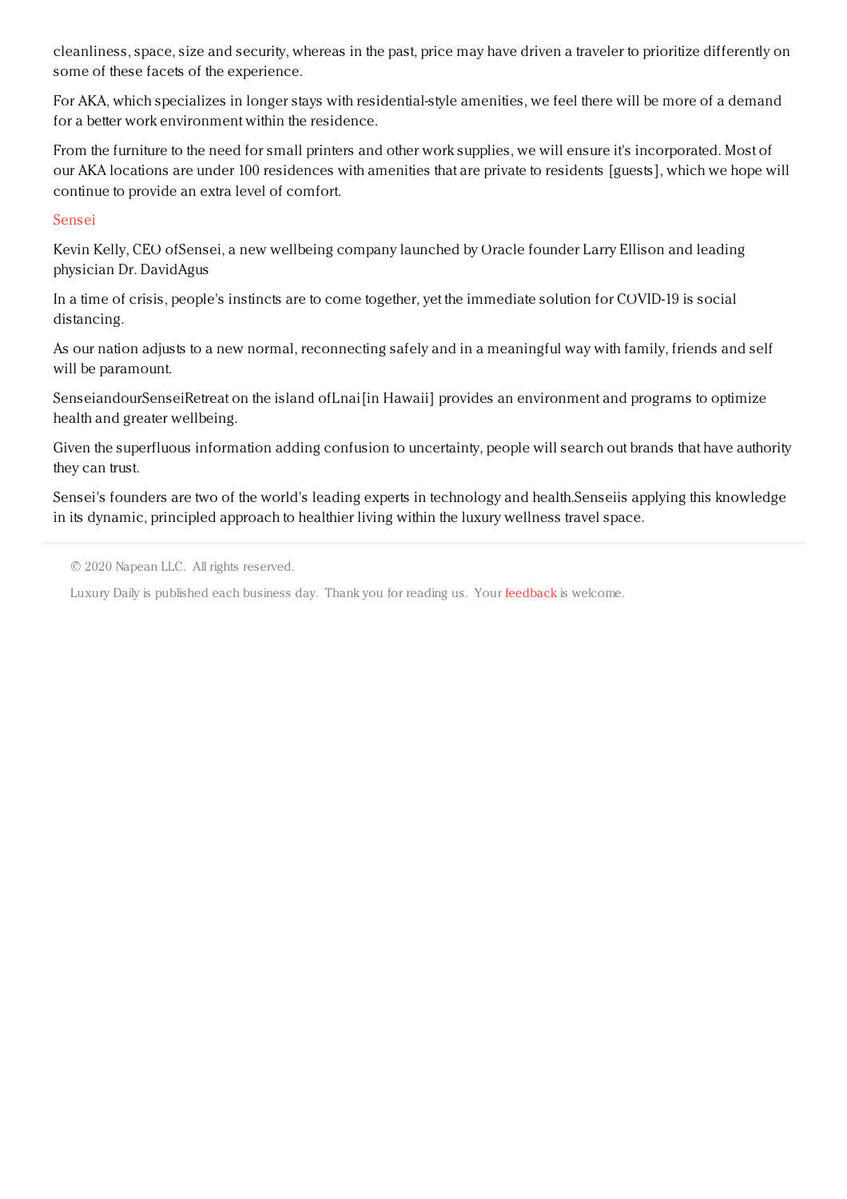cleanliness, space, size and security, whereas in the past, price may have driven a traveler to prioritize differently on some of these facets of the experience.

For AKA, which specializes in longer stays with residential-style amenities, we feel there will be more of a demand for a better work environment within the residence.

From the furniture to the need for small printers and other work supplies, we will ensure it's incorporated. Most of our AKA locations are under 100 residences with amenities that are private to residents [guests], which we hope will continue to provide an extra level of comfort.

## Sensei

Kevin Kelly, CEO ofSensei, a new wellbeing company launched by Oracle founder Larry Ellison and leading physician Dr. DavidAgus

In a time of crisis, people's instincts are to come together, yet the immediate solution for COVID-19 is social distancing.

As our nation adjusts to a new normal, reconnecting safely and in a meaningful way with family, friends and self will be paramount.

SenseiandourSenseiRetreat on the island ofLnai[in Hawaii] provides an environment and programs to optimize health and greater wellbeing.

Given the superfluous information adding confusion to uncertainty, people will search out brands that have authority they can trust.

Sensei's founders are two of the world's leading experts in technology and health.Senseiis applying this knowledge in its dynamic, principled approach to healthier living within the luxury wellness travel space.

---

© 2020 Napean LLC. All rights reserved.

Luxury Daily is published each business day. Thank you for reading us. Your feedback is welcome.